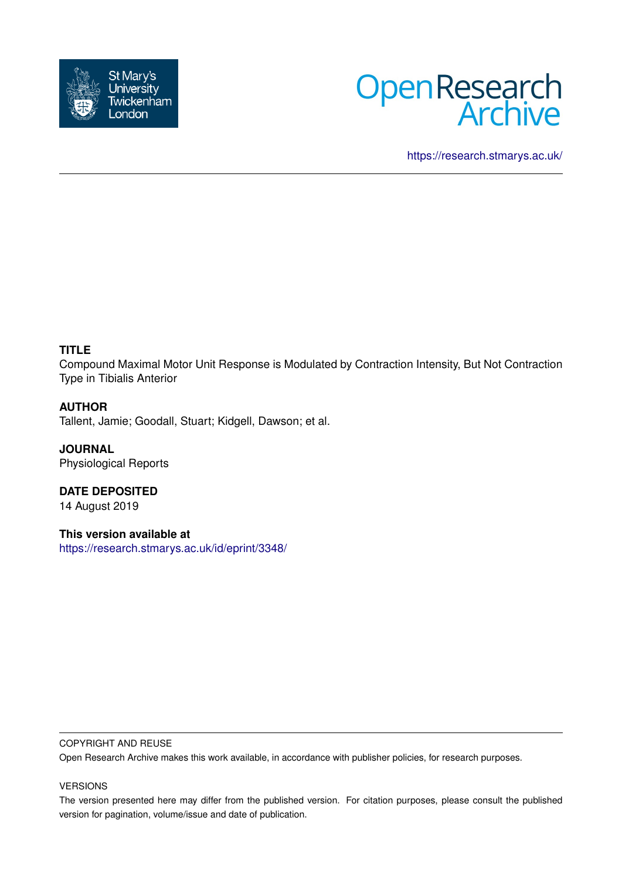St Mary's University Twickenham London

Open Research Archive

https://research.stmarys.ac.uk/

**TITLE**

Compound Maximal Motor Unit Response is Modulated by Contraction Intensity, But Not Contraction Type in Tibialis Anterior

**AUTHOR**

Tallent, Jamie; Goodall, Stuart; Kidgell, Dawson; et al.

**JOURNAL**

Physiological Reports

**DATE DEPOSITED**

14 August 2019

**This version available at**

https://research.stmarys.ac.uk/id/eprint/3348/

COPYRIGHT AND REUSE

Open Research Archive makes this work available, in accordance with publisher policies, for research purposes.

VERSIONS

The version presented here may differ from the published version. For citation purposes, please consult the published version for pagination, volume/issue and date of publication.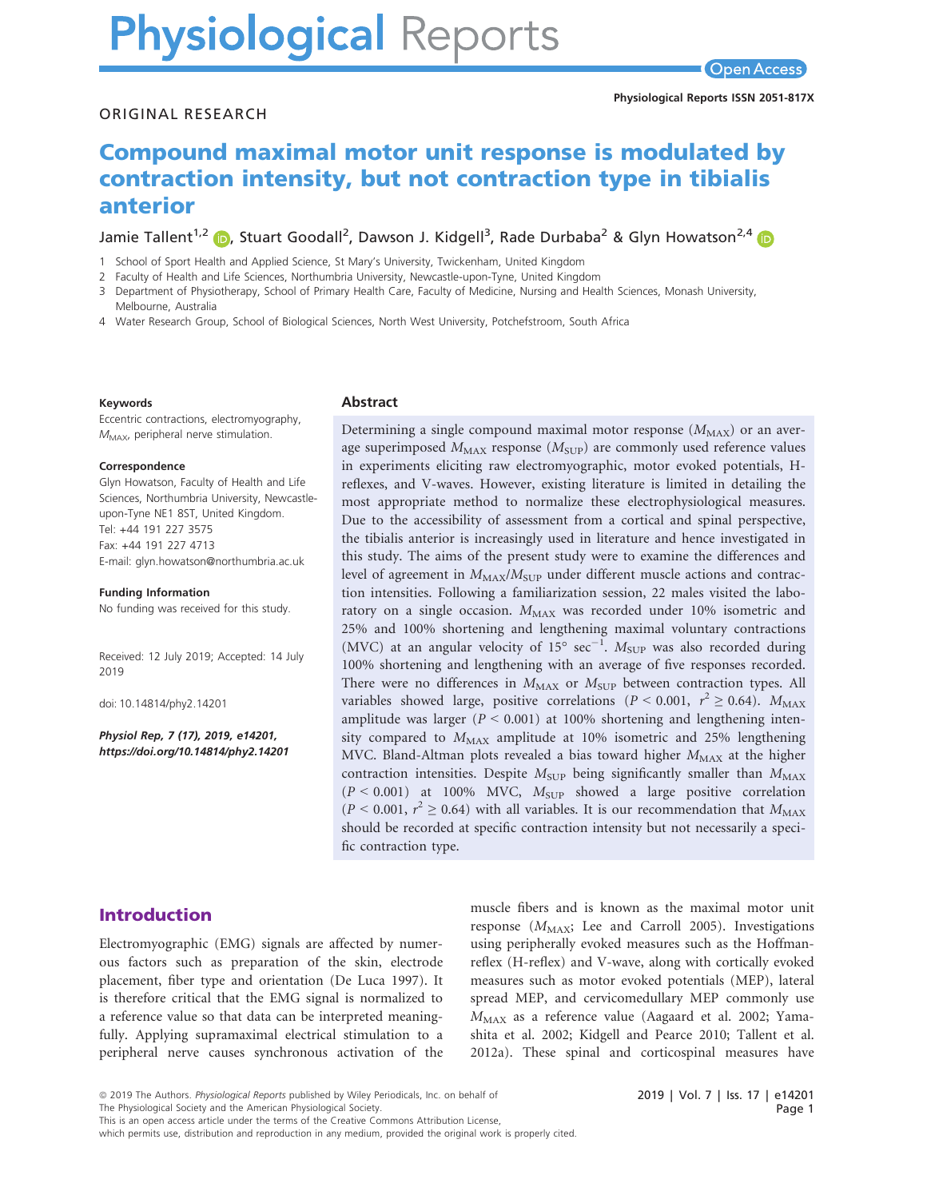# Compound maximal motor unit response is modulated by contraction intensity, but not contraction type in tibialis anterior

Jamie Tallent[1,2], Stuart Goodall[2], Dawson J. Kidgell[3], Rade Durbaba[2] & Glyn Howatson[2,4]

1 School of Sport Health and Applied Science, St Mary's University, Twickenham, United Kingdom
2 Faculty of Health and Life Sciences, Northumbria University, Newcastle-upon-Tyne, United Kingdom
3 Department of Physiotherapy, School of Primary Health Care, Faculty of Medicine, Nursing and Health Sciences, Monash University, Melbourne, Australia
4 Water Research Group, School of Biological Sciences, North West University, Potchefstroom, South Africa

**Keywords**
Eccentric contractions, electromyography, $M_{MAX}$, peripheral nerve stimulation.

**Correspondence**
Glyn Howatson, Faculty of Health and Life Sciences, Northumbria University, Newcastle-upon-Tyne NE1 8ST, United Kingdom.
Tel: +44 191 227 3575
Fax: +44 191 227 4713
E-mail: glyn.howatson@northumbria.ac.uk

**Funding Information**
No funding was received for this study.

Received: 12 July 2019; Accepted: 14 July 2019

doi: 10.14814/phy2.14201

*Physiol Rep, 7 (17), 2019, e14201, https://doi.org/10.14814/phy2.14201*

## Abstract

Determining a single compound maximal motor response ($M_{MAX}$) or an average superimposed $M_{MAX}$ response ($M_{SUP}$) are commonly used reference values in experiments eliciting raw electromyographic, motor evoked potentials, H-reflexes, and V-waves. However, existing literature is limited in detailing the most appropriate method to normalize these electrophysiological measures. Due to the accessibility of assessment from a cortical and spinal perspective, the tibialis anterior is increasingly used in literature and hence investigated in this study. The aims of the present study were to examine the differences and level of agreement in $M_{MAX}$/$M_{SUP}$ under different muscle actions and contraction intensities. Following a familiarization session, 22 males visited the laboratory on a single occasion. $M_{MAX}$ was recorded under 10% isometric and 25% and 100% shortening and lengthening maximal voluntary contractions (MVC) at an angular velocity of 15° sec$^{-1}$. $M_{SUP}$ was also recorded during 100% shortening and lengthening with an average of five responses recorded. There were no differences in $M_{MAX}$ or $M_{SUP}$ between contraction types. All variables showed large, positive correlations ($P < 0.001$, $r^2 \geq 0.64$). $M_{MAX}$ amplitude was larger ($P < 0.001$) at 100% shortening and lengthening intensity compared to $M_{MAX}$ amplitude at 10% isometric and 25% lengthening MVC. Bland-Altman plots revealed a bias toward higher $M_{MAX}$ at the higher contraction intensities. Despite $M_{SUP}$ being significantly smaller than $M_{MAX}$ ($P < 0.001$) at 100% MVC, $M_{SUP}$ showed a large positive correlation ($P < 0.001$, $r^2 \geq 0.64$) with all variables. It is our recommendation that $M_{MAX}$ should be recorded at specific contraction intensity but not necessarily a specific contraction type.

## Introduction

Electromyographic (EMG) signals are affected by numerous factors such as preparation of the skin, electrode placement, fiber type and orientation (De Luca 1997). It is therefore critical that the EMG signal is normalized to a reference value so that data can be interpreted meaningfully. Applying supramaximal electrical stimulation to a peripheral nerve causes synchronous activation of the muscle fibers and is known as the maximal motor unit response ($M_{MAX}$; Lee and Carroll 2005). Investigations using peripherally evoked measures such as the Hoffman-reflex (H-reflex) and V-wave, along with cortically evoked measures such as motor evoked potentials (MEP), lateral spread MEP, and cervicomedullary MEP commonly use $M_{MAX}$ as a reference value (Aagaard et al. 2002; Yamashita et al. 2002; Kidgell and Pearce 2010; Tallent et al. 2012a). These spinal and corticospinal measures have

© 2019 The Authors. *Physiological Reports* published by Wiley Periodicals, Inc. on behalf of The Physiological Society and the American Physiological Society.
This is an open access article under the terms of the Creative Commons Attribution License, which permits use, distribution and reproduction in any medium, provided the original work is properly cited.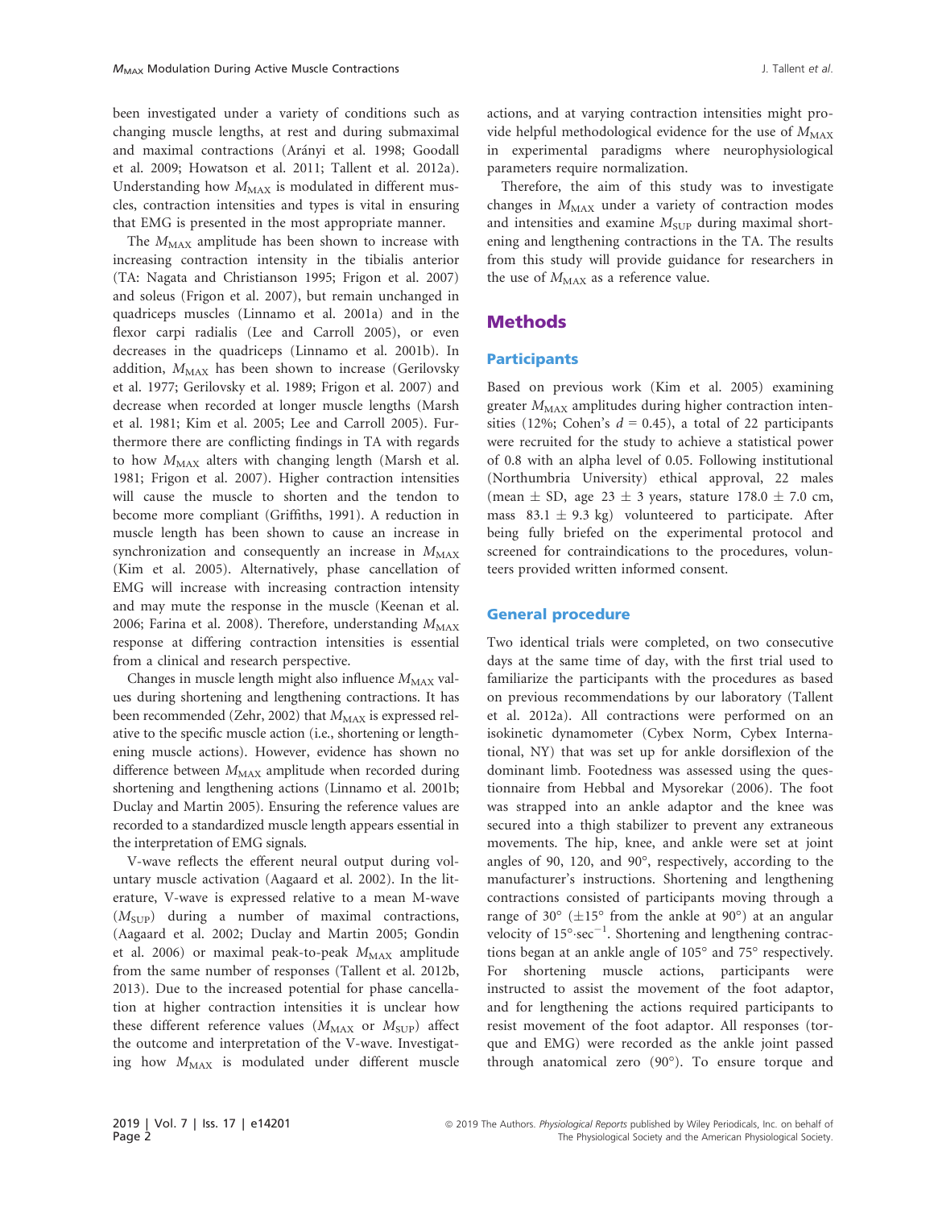been investigated under a variety of conditions such as changing muscle lengths, at rest and during submaximal and maximal contractions (Arányi et al. 1998; Goodall et al. 2009; Howatson et al. 2011; Tallent et al. 2012a). Understanding how $M_{MAX}$ is modulated in different muscles, contraction intensities and types is vital in ensuring that EMG is presented in the most appropriate manner.

The $M_{MAX}$ amplitude has been shown to increase with increasing contraction intensity in the tibialis anterior (TA: Nagata and Christianson 1995; Frigon et al. 2007) and soleus (Frigon et al. 2007), but remain unchanged in quadriceps muscles (Linnamo et al. 2001a) and in the flexor carpi radialis (Lee and Carroll 2005), or even decreases in the quadriceps (Linnamo et al. 2001b). In addition, $M_{MAX}$ has been shown to increase (Gerilovsky et al. 1977; Gerilovsky et al. 1989; Frigon et al. 2007) and decrease when recorded at longer muscle lengths (Marsh et al. 1981; Kim et al. 2005; Lee and Carroll 2005). Furthermore there are conflicting findings in TA with regards to how $M_{MAX}$ alters with changing length (Marsh et al. 1981; Frigon et al. 2007). Higher contraction intensities will cause the muscle to shorten and the tendon to become more compliant (Griffiths, 1991). A reduction in muscle length has been shown to cause an increase in synchronization and consequently an increase in $M_{MAX}$ (Kim et al. 2005). Alternatively, phase cancellation of EMG will increase with increasing contraction intensity and may mute the response in the muscle (Keenan et al. 2006; Farina et al. 2008). Therefore, understanding $M_{MAX}$ response at differing contraction intensities is essential from a clinical and research perspective.

Changes in muscle length might also influence $M_{MAX}$ values during shortening and lengthening contractions. It has been recommended (Zehr, 2002) that $M_{MAX}$ is expressed relative to the specific muscle action (i.e., shortening or lengthening muscle actions). However, evidence has shown no difference between $M_{MAX}$ amplitude when recorded during shortening and lengthening actions (Linnamo et al. 2001b; Duclay and Martin 2005). Ensuring the reference values are recorded to a standardized muscle length appears essential in the interpretation of EMG signals.

V-wave reflects the efferent neural output during voluntary muscle activation (Aagaard et al. 2002). In the literature, V-wave is expressed relative to a mean M-wave ($M_{SUP}$) during a number of maximal contractions, (Aagaard et al. 2002; Duclay and Martin 2005; Gondin et al. 2006) or maximal peak-to-peak $M_{MAX}$ amplitude from the same number of responses (Tallent et al. 2012b, 2013). Due to the increased potential for phase cancellation at higher contraction intensities it is unclear how these different reference values ($M_{MAX}$ or $M_{SUP}$) affect the outcome and interpretation of the V-wave. Investigating how $M_{MAX}$ is modulated under different muscle actions, and at varying contraction intensities might provide helpful methodological evidence for the use of $M_{MAX}$ in experimental paradigms where neurophysiological parameters require normalization.

Therefore, the aim of this study was to investigate changes in $M_{MAX}$ under a variety of contraction modes and intensities and examine $M_{SUP}$ during maximal shortening and lengthening contractions in the TA. The results from this study will provide guidance for researchers in the use of $M_{MAX}$ as a reference value.

## Methods

### Participants

Based on previous work (Kim et al. 2005) examining greater $M_{MAX}$ amplitudes during higher contraction intensities (12%; Cohen's $d = 0.45$), a total of 22 participants were recruited for the study to achieve a statistical power of 0.8 with an alpha level of 0.05. Following institutional (Northumbria University) ethical approval, 22 males (mean ± SD, age 23 ± 3 years, stature 178.0 ± 7.0 cm, mass 83.1 ± 9.3 kg) volunteered to participate. After being fully briefed on the experimental protocol and screened for contraindications to the procedures, volunteers provided written informed consent.

### General procedure

Two identical trials were completed, on two consecutive days at the same time of day, with the first trial used to familiarize the participants with the procedures as based on previous recommendations by our laboratory (Tallent et al. 2012a). All contractions were performed on an isokinetic dynamometer (Cybex Norm, Cybex International, NY) that was set up for ankle dorsiflexion of the dominant limb. Footedness was assessed using the questionnaire from Hebbal and Mysorekar (2006). The foot was strapped into an ankle adaptor and the knee was secured into a thigh stabilizer to prevent any extraneous movements. The hip, knee, and ankle were set at joint angles of 90, 120, and 90°, respectively, according to the manufacturer's instructions. Shortening and lengthening contractions consisted of participants moving through a range of 30° (±15° from the ankle at 90°) at an angular velocity of $15°\cdot\text{sec}^{-1}$. Shortening and lengthening contractions began at an ankle angle of 105° and 75° respectively. For shortening muscle actions, participants were instructed to assist the movement of the foot adaptor, and for lengthening the actions required participants to resist movement of the foot adaptor. All responses (torque and EMG) were recorded as the ankle joint passed through anatomical zero (90°). To ensure torque and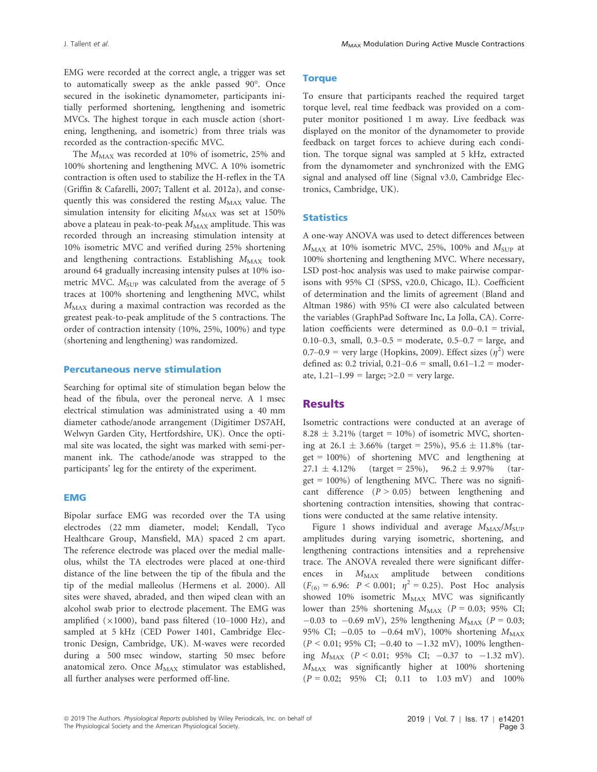EMG were recorded at the correct angle, a trigger was set to automatically sweep as the ankle passed 90°. Once secured in the isokinetic dynamometer, participants initially performed shortening, lengthening and isometric MVCs. The highest torque in each muscle action (shortening, lengthening, and isometric) from three trials was recorded as the contraction-specific MVC.

The $M_{MAX}$ was recorded at 10% of isometric, 25% and 100% shortening and lengthening MVC. A 10% isometric contraction is often used to stabilize the H-reflex in the TA (Griffin & Cafarelli, 2007; Tallent et al. 2012a), and consequently this was considered the resting $M_{MAX}$ value. The simulation intensity for eliciting $M_{MAX}$ was set at 150% above a plateau in peak-to-peak $M_{MAX}$ amplitude. This was recorded through an increasing stimulation intensity at 10% isometric MVC and verified during 25% shortening and lengthening contractions. Establishing $M_{MAX}$ took around 64 gradually increasing intensity pulses at 10% isometric MVC. $M_{SUP}$ was calculated from the average of 5 traces at 100% shortening and lengthening MVC, whilst $M_{MAX}$ during a maximal contraction was recorded as the greatest peak-to-peak amplitude of the 5 contractions. The order of contraction intensity (10%, 25%, 100%) and type (shortening and lengthening) was randomized.

### Percutaneous nerve stimulation

Searching for optimal site of stimulation began below the head of the fibula, over the peroneal nerve. A 1 msec electrical stimulation was administrated using a 40 mm diameter cathode/anode arrangement (Digitimer DS7AH, Welwyn Garden City, Hertfordshire, UK). Once the optimal site was located, the sight was marked with semi-permanent ink. The cathode/anode was strapped to the participants' leg for the entirety of the experiment.

### EMG

Bipolar surface EMG was recorded over the TA using electrodes (22 mm diameter, model; Kendall, Tyco Healthcare Group, Mansfield, MA) spaced 2 cm apart. The reference electrode was placed over the medial malleolus, whilst the TA electrodes were placed at one-third distance of the line between the tip of the fibula and the tip of the medial malleolus (Hermens et al. 2000). All sites were shaved, abraded, and then wiped clean with an alcohol swab prior to electrode placement. The EMG was amplified (×1000), band pass filtered (10–1000 Hz), and sampled at 5 kHz (CED Power 1401, Cambridge Electronic Design, Cambridge, UK). M-waves were recorded during a 500 msec window, starting 50 msec before anatomical zero. Once $M_{MAX}$ stimulator was established, all further analyses were performed off-line.

### Torque

To ensure that participants reached the required target torque level, real time feedback was provided on a computer monitor positioned 1 m away. Live feedback was displayed on the monitor of the dynamometer to provide feedback on target forces to achieve during each condition. The torque signal was sampled at 5 kHz, extracted from the dynamometer and synchronized with the EMG signal and analysed off line (Signal v3.0, Cambridge Electronics, Cambridge, UK).

### Statistics

A one-way ANOVA was used to detect differences between $M_{MAX}$ at 10% isometric MVC, 25%, 100% and $M_{SUP}$ at 100% shortening and lengthening MVC. Where necessary, LSD post-hoc analysis was used to make pairwise comparisons with 95% CI (SPSS, v20.0, Chicago, IL). Coefficient of determination and the limits of agreement (Bland and Altman 1986) with 95% CI were also calculated between the variables (GraphPad Software Inc, La Jolla, CA). Correlation coefficients were determined as 0.0–0.1 = trivial, 0.10–0.3, small, 0.3–0.5 = moderate, 0.5–0.7 = large, and 0.7–0.9 = very large (Hopkins, 2009). Effect sizes ($\eta^2$) were defined as: 0.2 trivial, 0.21–0.6 = small, 0.61–1.2 = moderate, 1.21–1.99 = large; >2.0 = very large.

## Results

Isometric contractions were conducted at an average of 8.28 ± 3.21% (target = 10%) of isometric MVC, shortening at 26.1 ± 3.66% (target = 25%), 95.6 ± 11.8% (target = 100%) of shortening MVC and lengthening at 27.1 ± 4.12% (target = 25%), 96.2 ± 9.97% (target = 100%) of lengthening MVC. There was no significant difference ($P > 0.05$) between lengthening and shortening contraction intensities, showing that contractions were conducted at the same relative intensity.

Figure 1 shows individual and average $M_{MAX}/M_{SUP}$ amplitudes during varying isometric, shortening, and lengthening contractions intensities and a reprehensive trace. The ANOVA revealed there were significant differences in $M_{MAX}$ amplitude between conditions ($F_{(6)} = 6.96$: $P < 0.001$; $\eta^2 = 0.25$). Post Hoc analysis showed 10% isometric $M_{MAX}$ MVC was significantly lower than 25% shortening $M_{MAX}$ ($P = 0.03$; 95% CI; −0.03 to −0.69 mV), 25% lengthening $M_{MAX}$ ($P = 0.03$; 95% CI; −0.05 to −0.64 mV), 100% shortening $M_{MAX}$ ($P < 0.01$; 95% CI; −0.40 to −1.32 mV), 100% lengthening $M_{MAX}$ ($P < 0.01$; 95% CI; −0.37 to −1.32 mV). $M_{MAX}$ was significantly higher at 100% shortening ($P = 0.02$; 95% CI; 0.11 to 1.03 mV) and 100%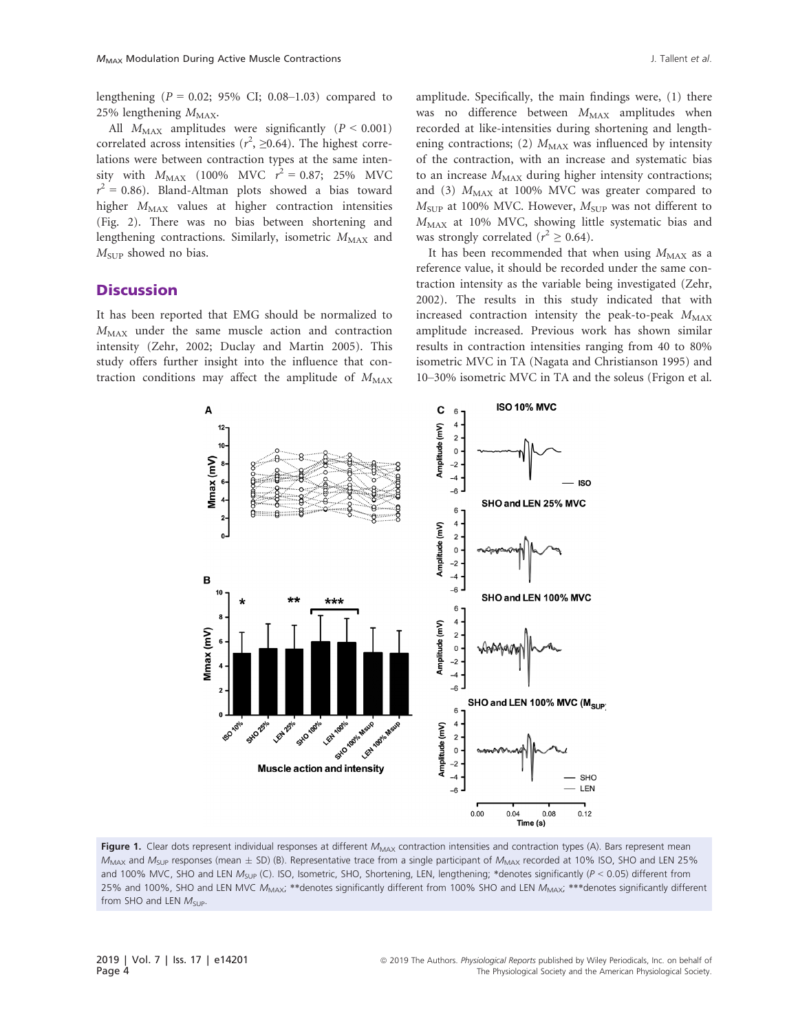lengthening ($P = 0.02$; 95% CI; 0.08–1.03) compared to 25% lengthening $M_{MAX}$.

All $M_{MAX}$ amplitudes were significantly ($P < 0.001$) correlated across intensities ($r^2$, ≥0.64). The highest correlations were between contraction types at the same intensity with $M_{MAX}$ (100% MVC $r^2 = 0.87$; 25% MVC $r^2 = 0.86$). Bland-Altman plots showed a bias toward higher $M_{MAX}$ values at higher contraction intensities (Fig. 2). There was no bias between shortening and lengthening contractions. Similarly, isometric $M_{MAX}$ and $M_{SUP}$ showed no bias.

## Discussion

It has been reported that EMG should be normalized to $M_{MAX}$ under the same muscle action and contraction intensity (Zehr, 2002; Duclay and Martin 2005). This study offers further insight into the influence that contraction conditions may affect the amplitude of $M_{MAX}$ amplitude. Specifically, the main findings were, (1) there was no difference between $M_{MAX}$ amplitudes when recorded at like-intensities during shortening and lengthening contractions; (2) $M_{MAX}$ was influenced by intensity of the contraction, with an increase and systematic bias to an increase $M_{MAX}$ during higher intensity contractions; and (3) $M_{MAX}$ at 100% MVC was greater compared to $M_{SUP}$ at 100% MVC. However, $M_{SUP}$ was not different to $M_{MAX}$ at 10% MVC, showing little systematic bias and was strongly correlated ($r^2 \geq 0.64$).

It has been recommended that when using $M_{MAX}$ as a reference value, it should be recorded under the same contraction intensity as the variable being investigated (Zehr, 2002). The results in this study indicated that with increased contraction intensity the peak-to-peak $M_{MAX}$ amplitude increased. Previous work has shown similar results in contraction intensities ranging from 40 to 80% isometric MVC in TA (Nagata and Christianson 1995) and 10–30% isometric MVC in TA and the soleus (Frigon et al.

**Figure 1.** Clear dots represent individual responses at different $M_{MAX}$ contraction intensities and contraction types (A). Bars represent mean $M_{MAX}$ and $M_{SUP}$ responses (mean ± SD) (B). Representative trace from a single participant of $M_{MAX}$ recorded at 10% ISO, SHO and LEN 25% and 100% MVC, SHO and LEN $M_{SUP}$ (C). ISO, Isometric, SHO, Shortening, LEN, lengthening; *denotes significantly ($P < 0.05$) different from 25% and 100%, SHO and LEN MVC $M_{MAX}$; **denotes significantly different from 100% SHO and LEN $M_{MAX}$; ***denotes significantly different from SHO and LEN $M_{SUP}$.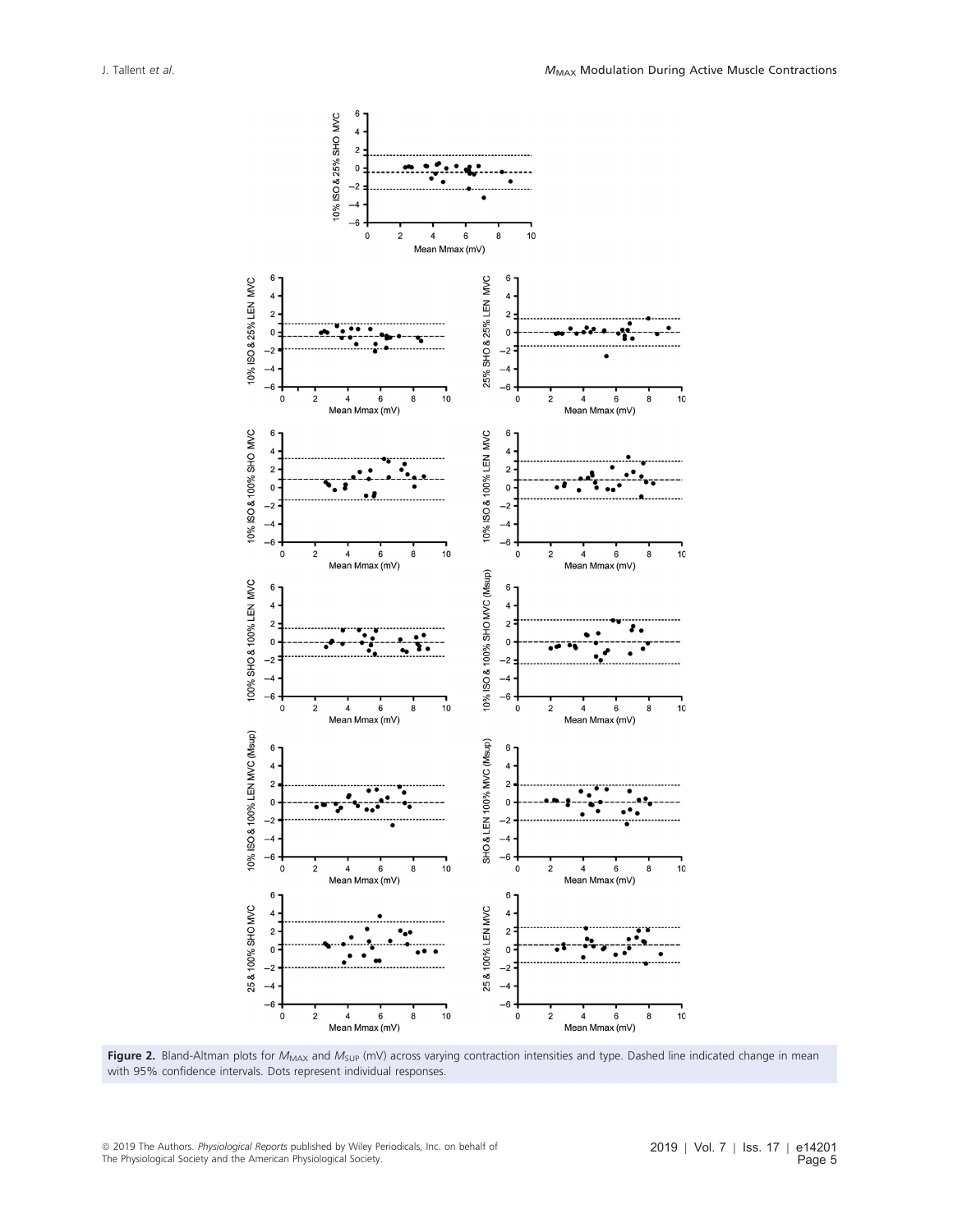**Figure 2.** Bland-Altman plots for $M_{MAX}$ and $M_{SUP}$ (mV) across varying contraction intensities and type. Dashed line indicated change in mean with 95% confidence intervals. Dots represent individual responses.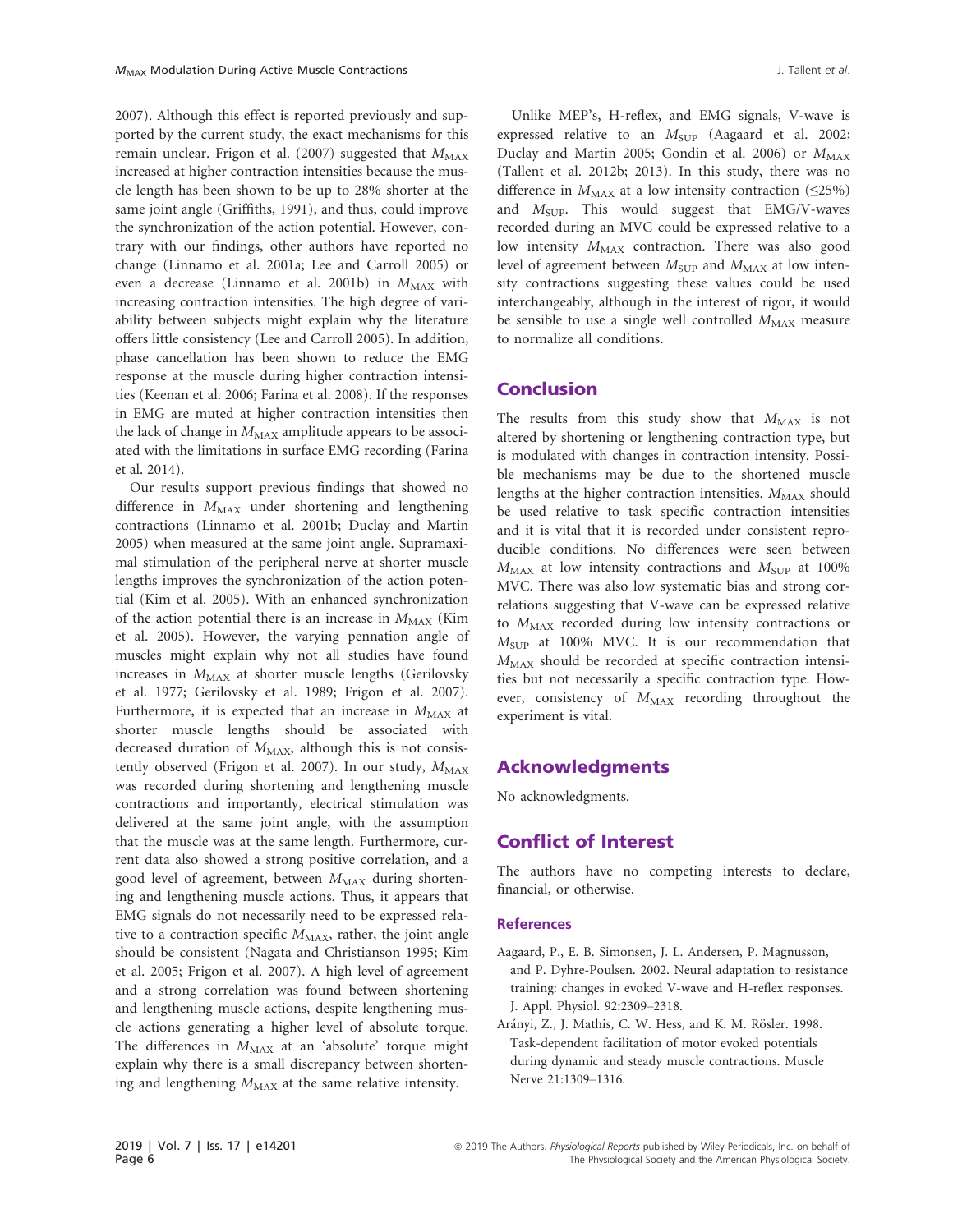2007). Although this effect is reported previously and supported by the current study, the exact mechanisms for this remain unclear. Frigon et al. (2007) suggested that $M_{MAX}$ increased at higher contraction intensities because the muscle length has been shown to be up to 28% shorter at the same joint angle (Griffiths, 1991), and thus, could improve the synchronization of the action potential. However, contrary with our findings, other authors have reported no change (Linnamo et al. 2001a; Lee and Carroll 2005) or even a decrease (Linnamo et al. 2001b) in $M_{MAX}$ with increasing contraction intensities. The high degree of variability between subjects might explain why the literature offers little consistency (Lee and Carroll 2005). In addition, phase cancellation has been shown to reduce the EMG response at the muscle during higher contraction intensities (Keenan et al. 2006; Farina et al. 2008). If the responses in EMG are muted at higher contraction intensities then the lack of change in $M_{MAX}$ amplitude appears to be associated with the limitations in surface EMG recording (Farina et al. 2014).

Our results support previous findings that showed no difference in $M_{MAX}$ under shortening and lengthening contractions (Linnamo et al. 2001b; Duclay and Martin 2005) when measured at the same joint angle. Supramaximal stimulation of the peripheral nerve at shorter muscle lengths improves the synchronization of the action potential (Kim et al. 2005). With an enhanced synchronization of the action potential there is an increase in $M_{MAX}$ (Kim et al. 2005). However, the varying pennation angle of muscles might explain why not all studies have found increases in $M_{MAX}$ at shorter muscle lengths (Gerilovsky et al. 1977; Gerilovsky et al. 1989; Frigon et al. 2007). Furthermore, it is expected that an increase in $M_{MAX}$ at shorter muscle lengths should be associated with decreased duration of $M_{MAX}$, although this is not consistently observed (Frigon et al. 2007). In our study, $M_{MAX}$ was recorded during shortening and lengthening muscle contractions and importantly, electrical stimulation was delivered at the same joint angle, with the assumption that the muscle was at the same length. Furthermore, current data also showed a strong positive correlation, and a good level of agreement, between $M_{MAX}$ during shortening and lengthening muscle actions. Thus, it appears that EMG signals do not necessarily need to be expressed relative to a contraction specific $M_{MAX}$, rather, the joint angle should be consistent (Nagata and Christianson 1995; Kim et al. 2005; Frigon et al. 2007). A high level of agreement and a strong correlation was found between shortening and lengthening muscle actions, despite lengthening muscle actions generating a higher level of absolute torque. The differences in $M_{MAX}$ at an 'absolute' torque might explain why there is a small discrepancy between shortening and lengthening $M_{MAX}$ at the same relative intensity.

Unlike MEP's, H-reflex, and EMG signals, V-wave is expressed relative to an $M_{SUP}$ (Aagaard et al. 2002; Duclay and Martin 2005; Gondin et al. 2006) or $M_{MAX}$ (Tallent et al. 2012b; 2013). In this study, there was no difference in $M_{MAX}$ at a low intensity contraction (≤25%) and $M_{SUP}$. This would suggest that EMG/V-waves recorded during an MVC could be expressed relative to a low intensity $M_{MAX}$ contraction. There was also good level of agreement between $M_{SUP}$ and $M_{MAX}$ at low intensity contractions suggesting these values could be used interchangeably, although in the interest of rigor, it would be sensible to use a single well controlled $M_{MAX}$ measure to normalize all conditions.

## Conclusion

The results from this study show that $M_{MAX}$ is not altered by shortening or lengthening contraction type, but is modulated with changes in contraction intensity. Possible mechanisms may be due to the shortened muscle lengths at the higher contraction intensities. $M_{MAX}$ should be used relative to task specific contraction intensities and it is vital that it is recorded under consistent reproducible conditions. No differences were seen between $M_{MAX}$ at low intensity contractions and $M_{SUP}$ at 100% MVC. There was also low systematic bias and strong correlations suggesting that V-wave can be expressed relative to $M_{MAX}$ recorded during low intensity contractions or $M_{SUP}$ at 100% MVC. It is our recommendation that $M_{MAX}$ should be recorded at specific contraction intensities but not necessarily a specific contraction type. However, consistency of $M_{MAX}$ recording throughout the experiment is vital.

## Acknowledgments

No acknowledgments.

## Conflict of Interest

The authors have no competing interests to declare, financial, or otherwise.

### References

Aagaard, P., E. B. Simonsen, J. L. Andersen, P. Magnusson, and P. Dyhre-Poulsen. 2002. Neural adaptation to resistance training: changes in evoked V-wave and H-reflex responses. J. Appl. Physiol. 92:2309–2318.

Arányi, Z., J. Mathis, C. W. Hess, and K. M. Rösler. 1998. Task-dependent facilitation of motor evoked potentials during dynamic and steady muscle contractions. Muscle Nerve 21:1309–1316.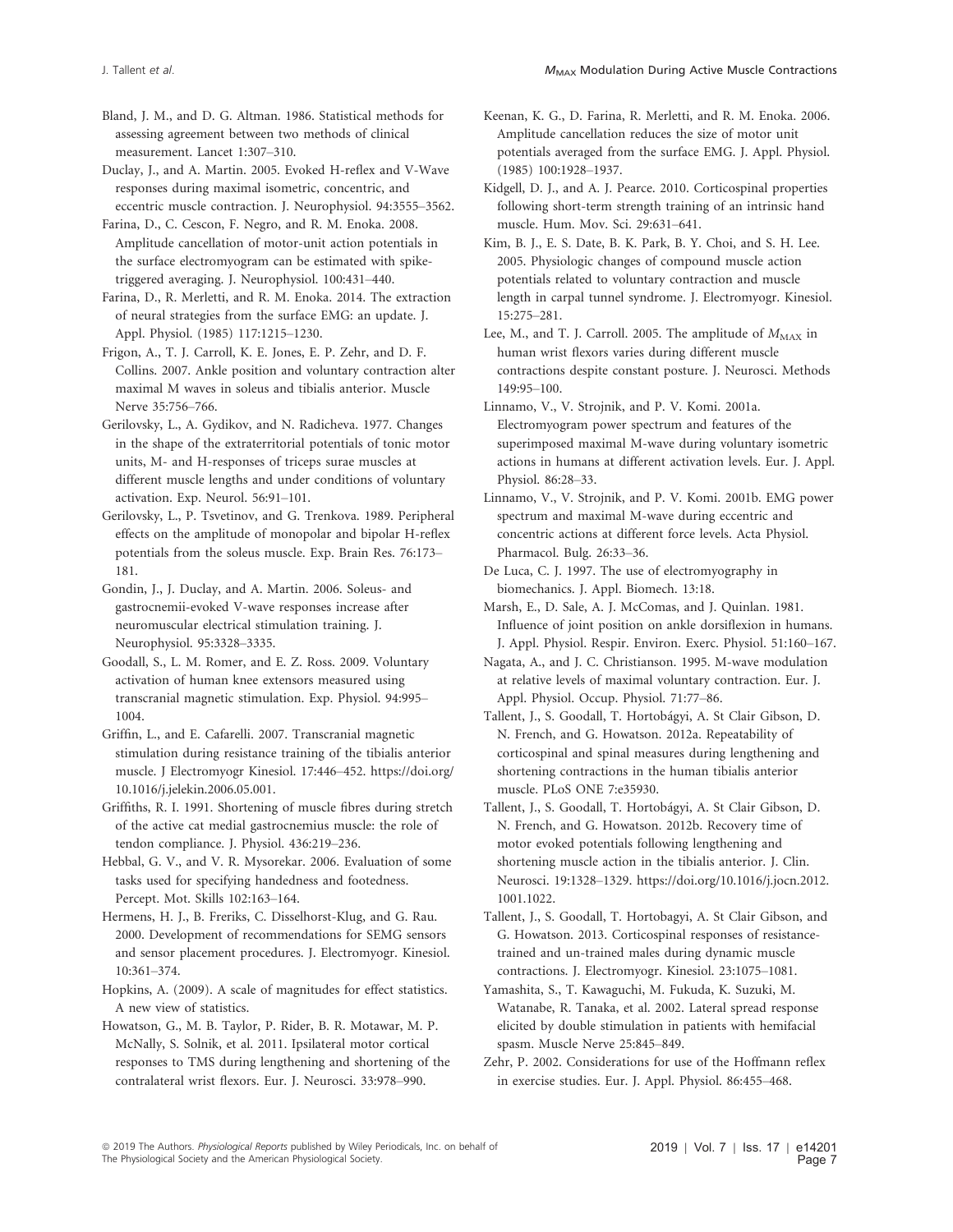Bland, J. M., and D. G. Altman. 1986. Statistical methods for assessing agreement between two methods of clinical measurement. Lancet 1:307–310.

Duclay, J., and A. Martin. 2005. Evoked H-reflex and V-Wave responses during maximal isometric, concentric, and eccentric muscle contraction. J. Neurophysiol. 94:3555–3562.

Farina, D., C. Cescon, F. Negro, and R. M. Enoka. 2008. Amplitude cancellation of motor-unit action potentials in the surface electromyogram can be estimated with spike-triggered averaging. J. Neurophysiol. 100:431–440.

Farina, D., R. Merletti, and R. M. Enoka. 2014. The extraction of neural strategies from the surface EMG: an update. J. Appl. Physiol. (1985) 117:1215–1230.

Frigon, A., T. J. Carroll, K. E. Jones, E. P. Zehr, and D. F. Collins. 2007. Ankle position and voluntary contraction alter maximal M waves in soleus and tibialis anterior. Muscle Nerve 35:756–766.

Gerilovsky, L., A. Gydikov, and N. Radicheva. 1977. Changes in the shape of the extraterritorial potentials of tonic motor units, M- and H-responses of triceps surae muscles at different muscle lengths and under conditions of voluntary activation. Exp. Neurol. 56:91–101.

Gerilovsky, L., P. Tsvetinov, and G. Trenkova. 1989. Peripheral effects on the amplitude of monopolar and bipolar H-reflex potentials from the soleus muscle. Exp. Brain Res. 76:173–181.

Gondin, J., J. Duclay, and A. Martin. 2006. Soleus- and gastrocnemii-evoked V-wave responses increase after neuromuscular electrical stimulation training. J. Neurophysiol. 95:3328–3335.

Goodall, S., L. M. Romer, and E. Z. Ross. 2009. Voluntary activation of human knee extensors measured using transcranial magnetic stimulation. Exp. Physiol. 94:995–1004.

Griffin, L., and E. Cafarelli. 2007. Transcranial magnetic stimulation during resistance training of the tibialis anterior muscle. J Electromyogr Kinesiol. 17:446–452. https://doi.org/10.1016/j.jelekin.2006.05.001.

Griffiths, R. I. 1991. Shortening of muscle fibres during stretch of the active cat medial gastrocnemius muscle: the role of tendon compliance. J. Physiol. 436:219–236.

Hebbal, G. V., and V. R. Mysorekar. 2006. Evaluation of some tasks used for specifying handedness and footedness. Percept. Mot. Skills 102:163–164.

Hermens, H. J., B. Freriks, C. Disselhorst-Klug, and G. Rau. 2000. Development of recommendations for SEMG sensors and sensor placement procedures. J. Electromyogr. Kinesiol. 10:361–374.

Hopkins, A. (2009). A scale of magnitudes for effect statistics. A new view of statistics.

Howatson, G., M. B. Taylor, P. Rider, B. R. Motawar, M. P. McNally, S. Solnik, et al. 2011. Ipsilateral motor cortical responses to TMS during lengthening and shortening of the contralateral wrist flexors. Eur. J. Neurosci. 33:978–990.

Keenan, K. G., D. Farina, R. Merletti, and R. M. Enoka. 2006. Amplitude cancellation reduces the size of motor unit potentials averaged from the surface EMG. J. Appl. Physiol. (1985) 100:1928–1937.

Kidgell, D. J., and A. J. Pearce. 2010. Corticospinal properties following short-term strength training of an intrinsic hand muscle. Hum. Mov. Sci. 29:631–641.

Kim, B. J., E. S. Date, B. K. Park, B. Y. Choi, and S. H. Lee. 2005. Physiologic changes of compound muscle action potentials related to voluntary contraction and muscle length in carpal tunnel syndrome. J. Electromyogr. Kinesiol. 15:275–281.

Lee, M., and T. J. Carroll. 2005. The amplitude of $M_{MAX}$ in human wrist flexors varies during different muscle contractions despite constant posture. J. Neurosci. Methods 149:95–100.

Linnamo, V., V. Strojnik, and P. V. Komi. 2001a. Electromyogram power spectrum and features of the superimposed maximal M-wave during voluntary isometric actions in humans at different activation levels. Eur. J. Appl. Physiol. 86:28–33.

Linnamo, V., V. Strojnik, and P. V. Komi. 2001b. EMG power spectrum and maximal M-wave during eccentric and concentric actions at different force levels. Acta Physiol. Pharmacol. Bulg. 26:33–36.

De Luca, C. J. 1997. The use of electromyography in biomechanics. J. Appl. Biomech. 13:18.

Marsh, E., D. Sale, A. J. McComas, and J. Quinlan. 1981. Influence of joint position on ankle dorsiflexion in humans. J. Appl. Physiol. Respir. Environ. Exerc. Physiol. 51:160–167.

Nagata, A., and J. C. Christianson. 1995. M-wave modulation at relative levels of maximal voluntary contraction. Eur. J. Appl. Physiol. Occup. Physiol. 71:77–86.

Tallent, J., S. Goodall, T. Hortobágyi, A. St Clair Gibson, D. N. French, and G. Howatson. 2012a. Repeatability of corticospinal and spinal measures during lengthening and shortening contractions in the human tibialis anterior muscle. PLoS ONE 7:e35930.

Tallent, J., S. Goodall, T. Hortobágyi, A. St Clair Gibson, D. N. French, and G. Howatson. 2012b. Recovery time of motor evoked potentials following lengthening and shortening muscle action in the tibialis anterior. J. Clin. Neurosci. 19:1328–1329. https://doi.org/10.1016/j.jocn.2012.1001.1022.

Tallent, J., S. Goodall, T. Hortobagyi, A. St Clair Gibson, and G. Howatson. 2013. Corticospinal responses of resistance-trained and un-trained males during dynamic muscle contractions. J. Electromyogr. Kinesiol. 23:1075–1081.

Yamashita, S., T. Kawaguchi, M. Fukuda, K. Suzuki, M. Watanabe, R. Tanaka, et al. 2002. Lateral spread response elicited by double stimulation in patients with hemifacial spasm. Muscle Nerve 25:845–849.

Zehr, P. 2002. Considerations for use of the Hoffmann reflex in exercise studies. Eur. J. Appl. Physiol. 86:455–468.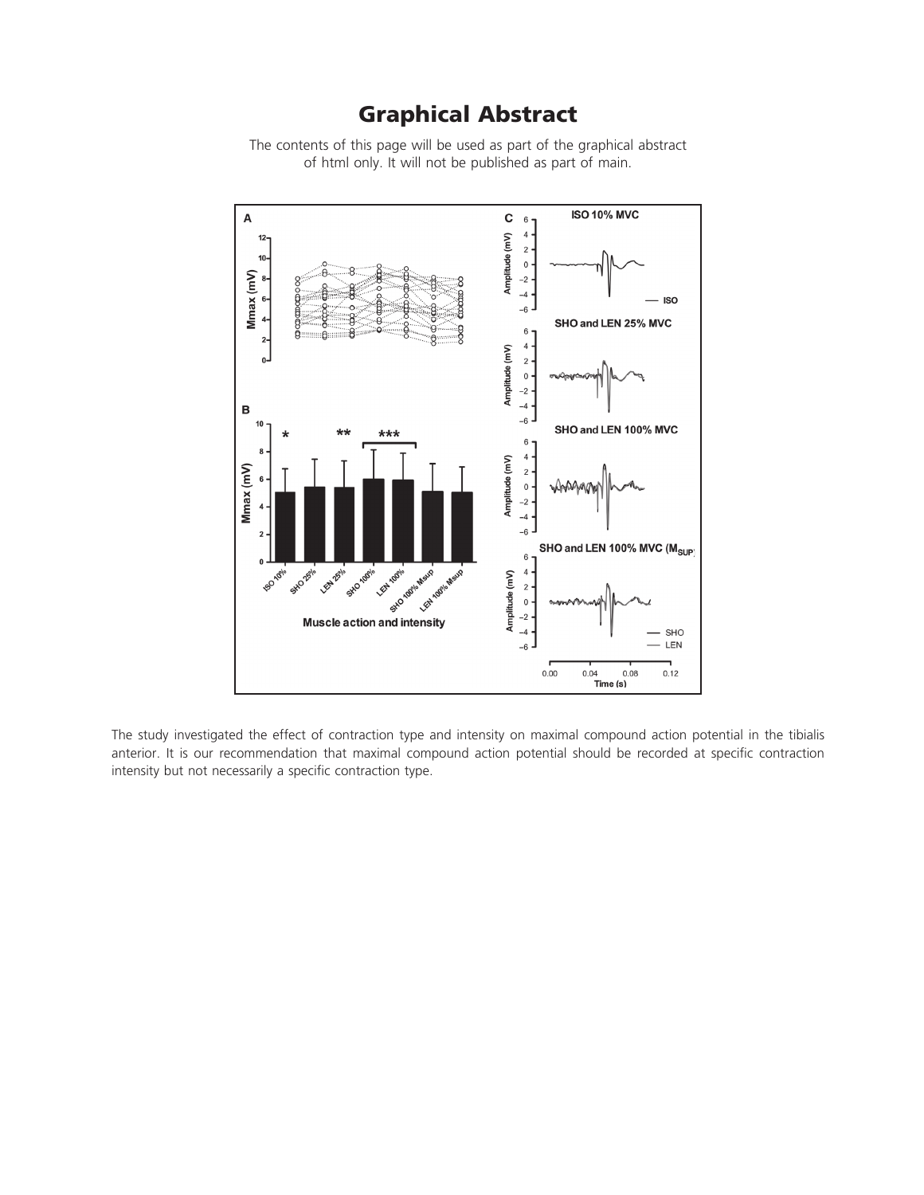# Graphical Abstract

The contents of this page will be used as part of the graphical abstract of html only. It will not be published as part of main.

A

Mmax (mV)

12

10

8

6

4

2

0

B

Mmax (mV)

10

8

6

4

2

0

*

**

***

ISO 10%

SHO 25%

LEN 25%

SHO 100%

LEN 100%

SHO 100% Msup

LEN 100% Msup

Muscle action and intensity

C

ISO 10% MVC

Amplitude (mV)

ISO

SHO and LEN 25% MVC

SHO and LEN 100% MVC

SHO and LEN 100% MVC ($M_{SUP}$)

SHO

LEN

0.00 0.04 0.08 0.12

Time (s)

The study investigated the effect of contraction type and intensity on maximal compound action potential in the tibialis anterior. It is our recommendation that maximal compound action potential should be recorded at specific contraction intensity but not necessarily a specific contraction type.